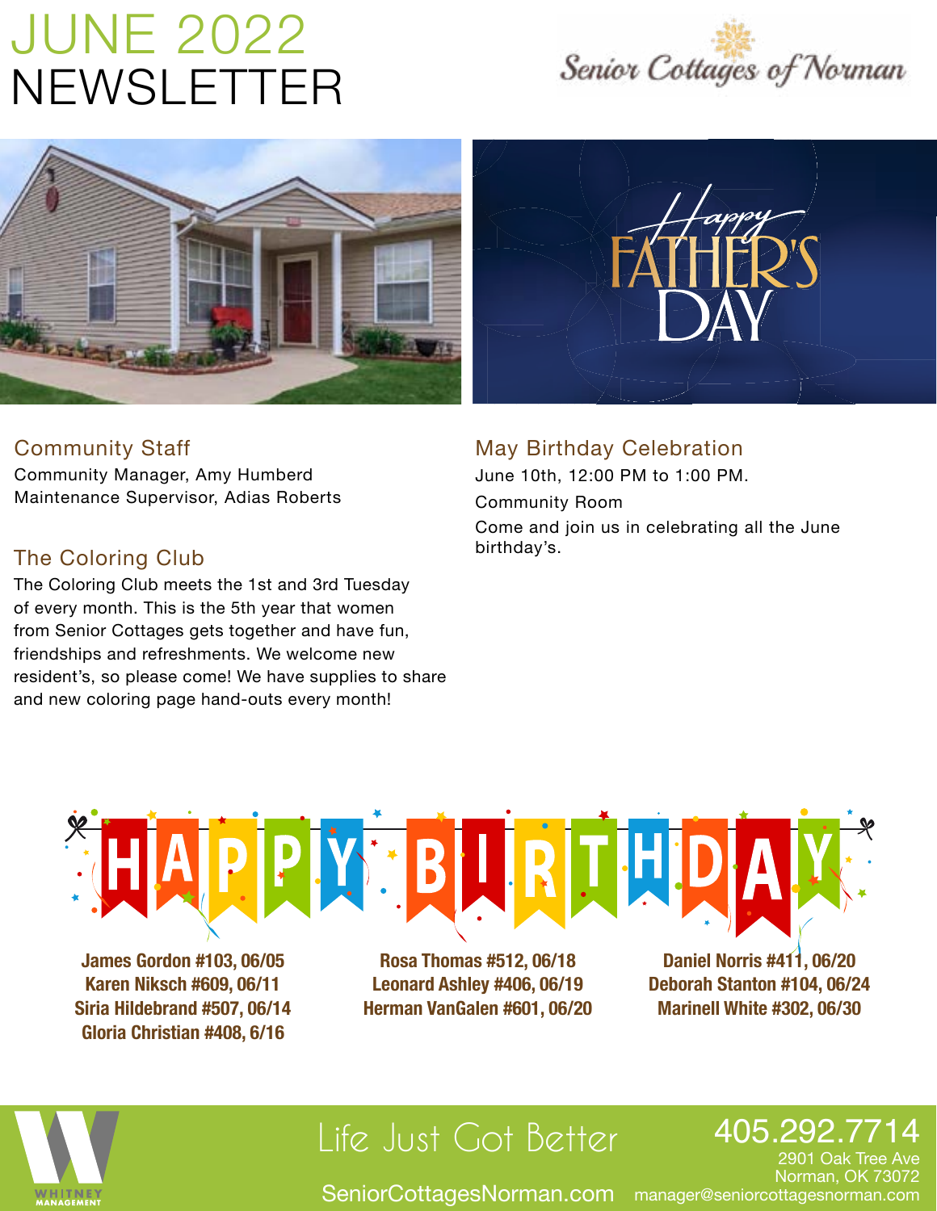# JUNE 2022 NEWSLETTER

Senior Cottages of Norman

Happy FATHER'S DAY

## Community Staff

Community Manager, Amy Humberd
Maintenance Supervisor, Adias Roberts

## The Coloring Club

The Coloring Club meets the 1st and 3rd Tuesday of every month. This is the 5th year that women from Senior Cottages gets together and have fun, friendships and refreshments. We welcome new resident's, so please come! We have supplies to share and new coloring page hand-outs every month!

## May Birthday Celebration

June 10th, 12:00 PM to 1:00 PM.

Community Room

Come and join us in celebrating all the June birthday's.

## HAPPY BIRTHDAY

**James Gordon #103, 06/05**
**Karen Niksch #609, 06/11**
**Siria Hildebrand #507, 06/14**
**Gloria Christian #408, 6/16**

**Rosa Thomas #512, 06/18**
**Leonard Ashley #406, 06/19**
**Herman VanGalen #601, 06/20**

**Daniel Norris #411, 06/20**
**Deborah Stanton #104, 06/24**
**Marinell White #302, 06/30**

WHITNEY MANAGEMENT

Life Just Got Better

SeniorCottagesNorman.com

405.292.7714
2901 Oak Tree Ave
Norman, OK 73072
manager@seniorcottagesnorman.com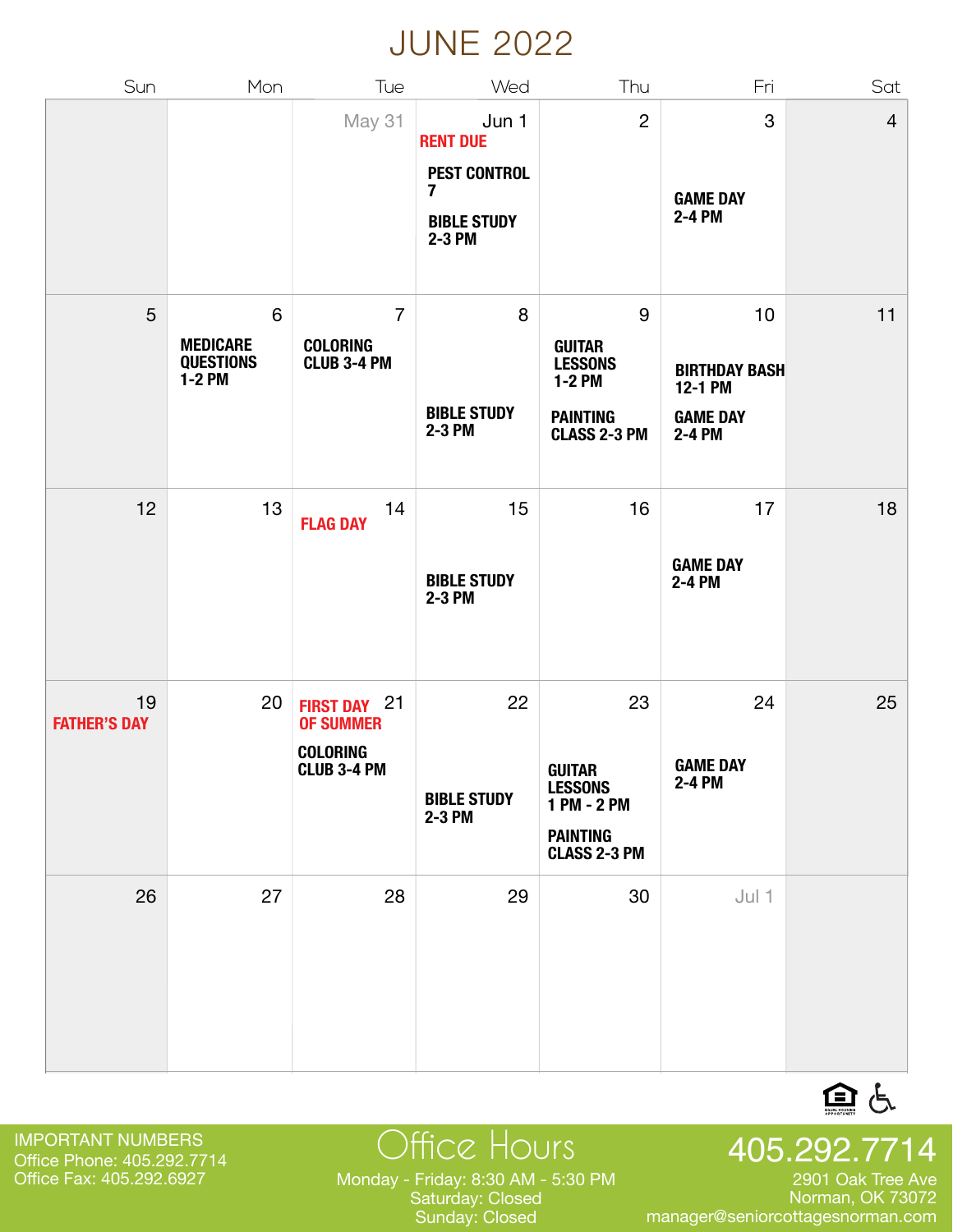# JUNE 2022

| Sun | Mon | Tue | Wed | Thu | Fri | Sat |
|---|---|---|---|---|---|---|
| | | May 31 | Jun 1 **RENT DUE** **PEST CONTROL 7** **BIBLE STUDY 2-3 PM** | 2 | 3 **GAME DAY 2-4 PM** | 4 |
| 5 | 6 **MEDICARE QUESTIONS 1-2 PM** | 7 **COLORING CLUB 3-4 PM** | 8 **BIBLE STUDY 2-3 PM** | 9 **GUITAR LESSONS 1-2 PM** **PAINTING CLASS 2-3 PM** | 10 **BIRTHDAY BASH 12-1 PM** **GAME DAY 2-4 PM** | 11 |
| 12 | 13 | 14 **FLAG DAY** | 15 **BIBLE STUDY 2-3 PM** | 16 | 17 **GAME DAY 2-4 PM** | 18 |
| 19 **FATHER'S DAY** | 20 | 21 **FIRST DAY OF SUMMER** **COLORING CLUB 3-4 PM** | 22 **BIBLE STUDY 2-3 PM** | 23 **GUITAR LESSONS 1 PM - 2 PM** **PAINTING CLASS 2-3 PM** | 24 **GAME DAY 2-4 PM** | 25 |
| 26 | 27 | 28 | 29 | 30 | Jul 1 | |

IMPORTANT NUMBERS
Office Phone: 405.292.7714
Office Fax: 405.292.6927

## Office Hours

Monday - Friday: 8:30 AM - 5:30 PM
Saturday: Closed
Sunday: Closed

**405.292.7714**
2901 Oak Tree Ave
Norman, OK 73072
manager@seniorcottagesnorman.com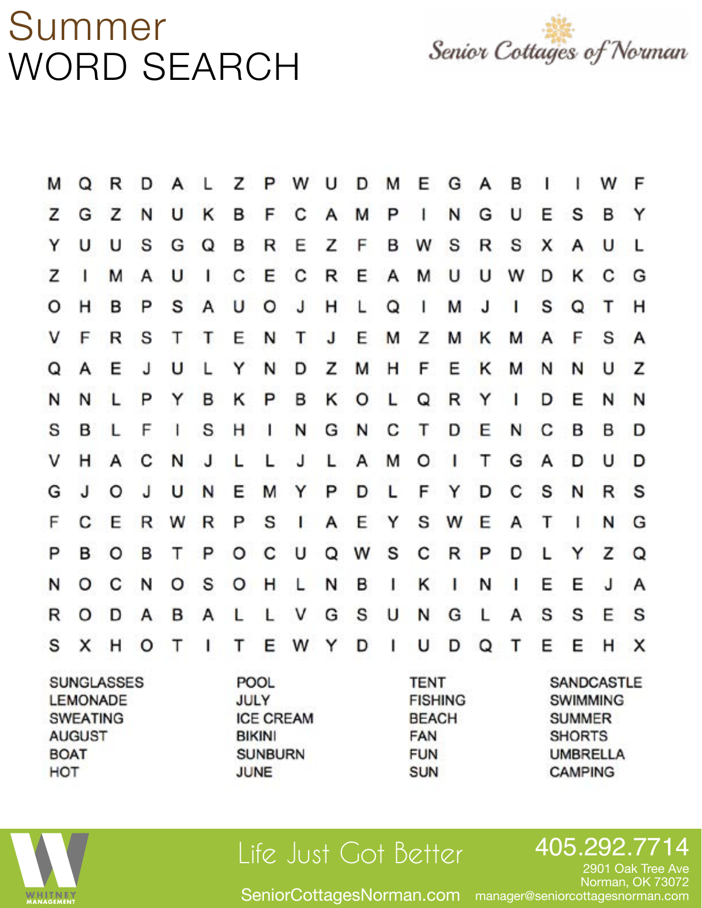# Summer WORD SEARCH

Senior Cottages of Norman

| | | | | | | | | | | | | | | | | | | | |
|---|---|---|---|---|---|---|---|---|---|---|---|---|---|---|---|---|---|---|---|
| M | Q | R | D | A | L | Z | P | W | U | D | M | E | G | A | B | I | I | W | F |
| Z | G | Z | N | U | K | B | F | C | A | M | P | I | N | G | U | E | S | B | Y |
| Y | U | U | S | G | Q | B | R | E | Z | F | B | W | S | R | S | X | A | U | L |
| Z | I | M | A | U | I | C | E | C | R | E | A | M | U | U | W | D | K | C | G |
| O | H | B | P | S | A | U | O | J | H | L | Q | I | M | J | I | S | Q | T | H |
| V | F | R | S | T | T | E | N | T | J | E | M | Z | M | K | M | A | F | S | A |
| Q | A | E | J | U | L | Y | N | D | Z | M | H | F | E | K | M | N | N | U | Z |
| N | N | L | P | Y | B | K | P | B | K | O | L | Q | R | Y | I | D | E | N | N |
| S | B | L | F | I | S | H | I | N | G | N | C | T | D | E | N | C | B | B | D |
| V | H | A | C | N | J | L | L | J | L | A | M | O | I | T | G | A | D | U | D |
| G | J | O | J | U | N | E | M | Y | P | D | L | F | Y | D | C | S | N | R | S |
| F | C | E | R | W | R | P | S | I | A | E | Y | S | W | E | A | T | I | N | G |
| P | B | O | B | T | P | O | C | U | Q | W | S | C | R | P | D | L | Y | Z | Q |
| N | O | C | N | O | S | O | H | L | N | B | I | K | I | N | I | E | E | J | A |
| R | O | D | A | B | A | L | L | V | G | S | U | N | G | L | A | S | S | E | S |
| S | X | H | O | T | I | T | E | W | Y | D | I | U | D | Q | T | E | E | H | X |

SUNGLASSES
LEMONADE
SWEATING
AUGUST
BOAT
HOT

POOL
JULY
ICE CREAM
BIKINI
SUNBURN
JUNE

TENT
FISHING
BEACH
FAN
FUN
SUN

SANDCASTLE
SWIMMING
SUMMER
SHORTS
UMBRELLA
CAMPING

WHITNEY MANAGEMENT

Life Just Got Better

SeniorCottagesNorman.com

405.292.7714
2901 Oak Tree Ave
Norman, OK 73072
manager@seniorcottagesnorman.com